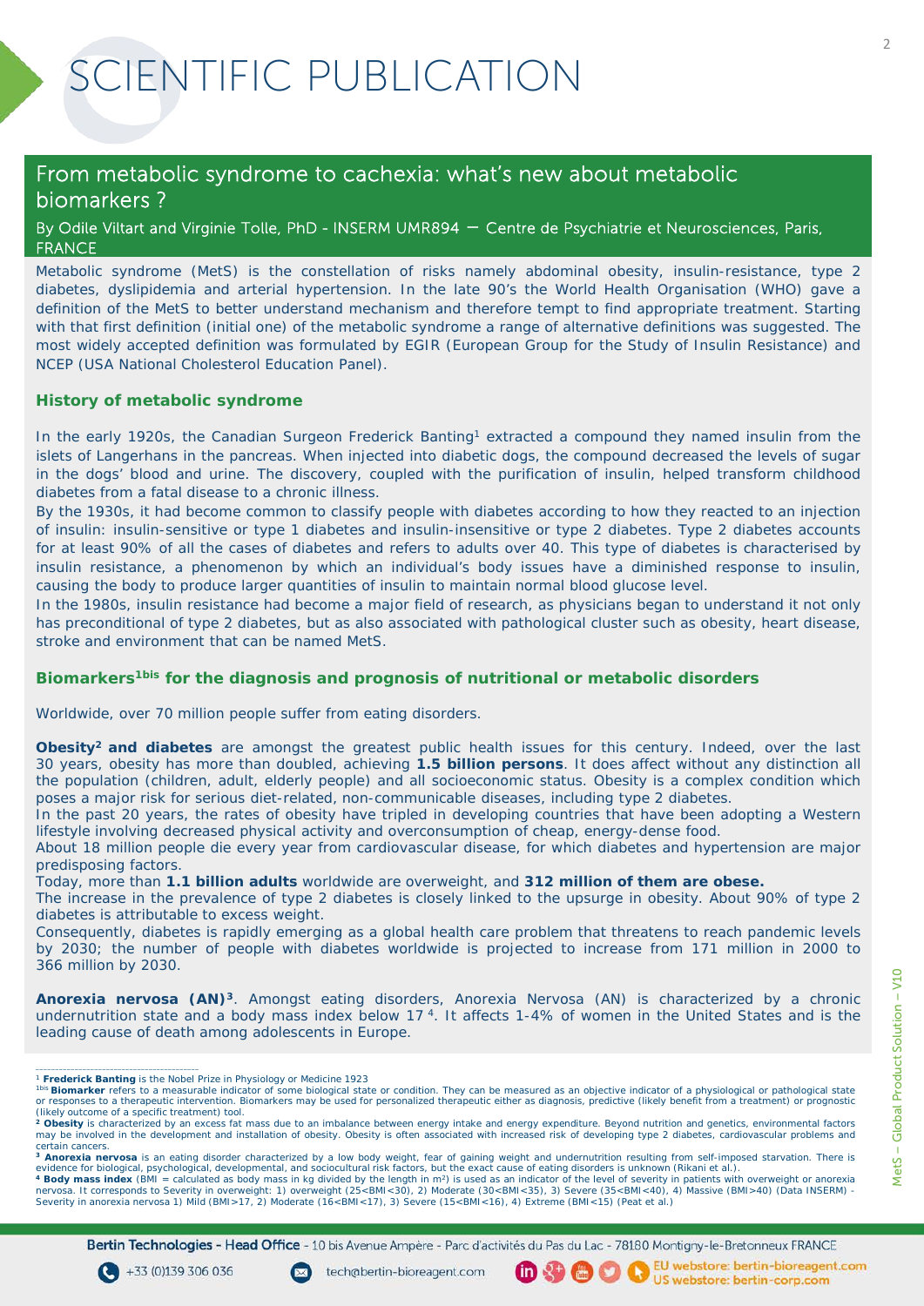# SCIENTIFIC PUBLICATION

## From metabolic syndrome to cachexia: what's new about metabolic biomarkers ?

By Odile Viltart and Virginie Tolle, PhD - INSERM UMR894 – Centre de Psychiatrie et Neurosciences, Paris, FRANCE

Metabolic syndrome (MetS) is the constellation of risks namely abdominal obesity, insulin-resistance, type 2 diabetes, dyslipidemia and arterial hypertension. In the late 90's the World Health Organisation (WHO) gave a definition of the MetS to better understand mechanism and therefore tempt to find appropriate treatment. Starting with that first definition (initial one) of the metabolic syndrome a range of alternative definitions was suggested. The most widely accepted definition was formulated by EGIR (European Group for the Study of Insulin Resistance) and NCEP (USA National Cholesterol Education Panel).

### History of metabolic syndrome

In the early 1920s, the Canadian Surgeon Frederick Banting[1] extracted a compound they named insulin from the islets of Langerhans in the pancreas. When injected into diabetic dogs, the compound decreased the levels of sugar in the dogs' blood and urine. The discovery, coupled with the purification of insulin, helped transform childhood diabetes from a fatal disease to a chronic illness.

By the 1930s, it had become common to classify people with diabetes according to how they reacted to an injection of insulin: insulin-sensitive or type 1 diabetes and insulin-insensitive or type 2 diabetes. Type 2 diabetes accounts for at least 90% of all the cases of diabetes and refers to adults over 40. This type of diabetes is characterised by insulin resistance, a phenomenon by which an individual's body issues have a diminished response to insulin, causing the body to produce larger quantities of insulin to maintain normal blood glucose level.

In the 1980s, insulin resistance had become a major field of research, as physicians began to understand it not only has preconditional of type 2 diabetes, but as also associated with pathological cluster such as obesity, heart disease, stroke and environment that can be named MetS.

### Biomarkers[1bis] for the diagnosis and prognosis of nutritional or metabolic disorders

Worldwide, over 70 million people suffer from eating disorders.

**Obesity[2] and diabetes** are amongst the greatest public health issues for this century. Indeed, over the last 30 years, obesity has more than doubled, achieving **1.5 billion persons**. It does affect without any distinction all the population (children, adult, elderly people) and all socioeconomic status. Obesity is a complex condition which poses a major risk for serious diet-related, non-communicable diseases, including type 2 diabetes.

In the past 20 years, the rates of obesity have tripled in developing countries that have been adopting a Western lifestyle involving decreased physical activity and overconsumption of cheap, energy-dense food.

About 18 million people die every year from cardiovascular disease, for which diabetes and hypertension are major predisposing factors.

Today, more than **1.1 billion adults** worldwide are overweight, and **312 million of them are obese.**

The increase in the prevalence of type 2 diabetes is closely linked to the upsurge in obesity. About 90% of type 2 diabetes is attributable to excess weight.

Consequently, diabetes is rapidly emerging as a global health care problem that threatens to reach pandemic levels by 2030; the number of people with diabetes worldwide is projected to increase from 171 million in 2000 to 366 million by 2030.

**Anorexia nervosa (AN)[3]**. Amongst eating disorders, Anorexia Nervosa (AN) is characterized by a chronic undernutrition state and a body mass index below 17[4]. It affects 1-4% of women in the United States and is the leading cause of death among adolescents in Europe.

---

[1] **Frederick Banting** is the Nobel Prize in Physiology or Medicine 1923

[1bis] **Biomarker** refers to a measurable indicator of some biological state or condition. They can be measured as an objective indicator of a physiological or pathological state or responses to a therapeutic intervention. Biomarkers may be used for personalized therapeutic either as diagnosis, predictive (likely benefit from a treatment) or prognostic (likely outcome of a specific treatment) tool.

[2] **Obesity** is characterized by an excess fat mass due to an imbalance between energy intake and energy expenditure. Beyond nutrition and genetics, environmental factors may be involved in the development and installation of obesity. Obesity is often associated with increased risk of developing type 2 diabetes, cardiovascular problems and certain cancers.

[3] **Anorexia nervosa** is an eating disorder characterized by a low body weight, fear of gaining weight and undernutrition resulting from self-imposed starvation. There is evidence for biological, psychological, developmental, and sociocultural risk factors, but the exact cause of eating disorders is unknown (Rikani et al.).

[4] **Body mass index** (BMI = calculated as body mass in kg divided by the length in m²) is used as an indicator of the level of severity in patients with overweight or anorexia nervosa. It corresponds to Severity in overweight: 1) overweight (25<BMI<30), 2) Moderate (30<BMI<35), 3) Severe (35<BMI<40), 4) Massive (BMI>40) (Data INSERM) - Severity in anorexia nervosa 1) Mild (BMI>17, 2) Moderate (16<BMI<17), 3) Severe (15<BMI<16), 4) Extreme (BMI<15) (Peat et al.)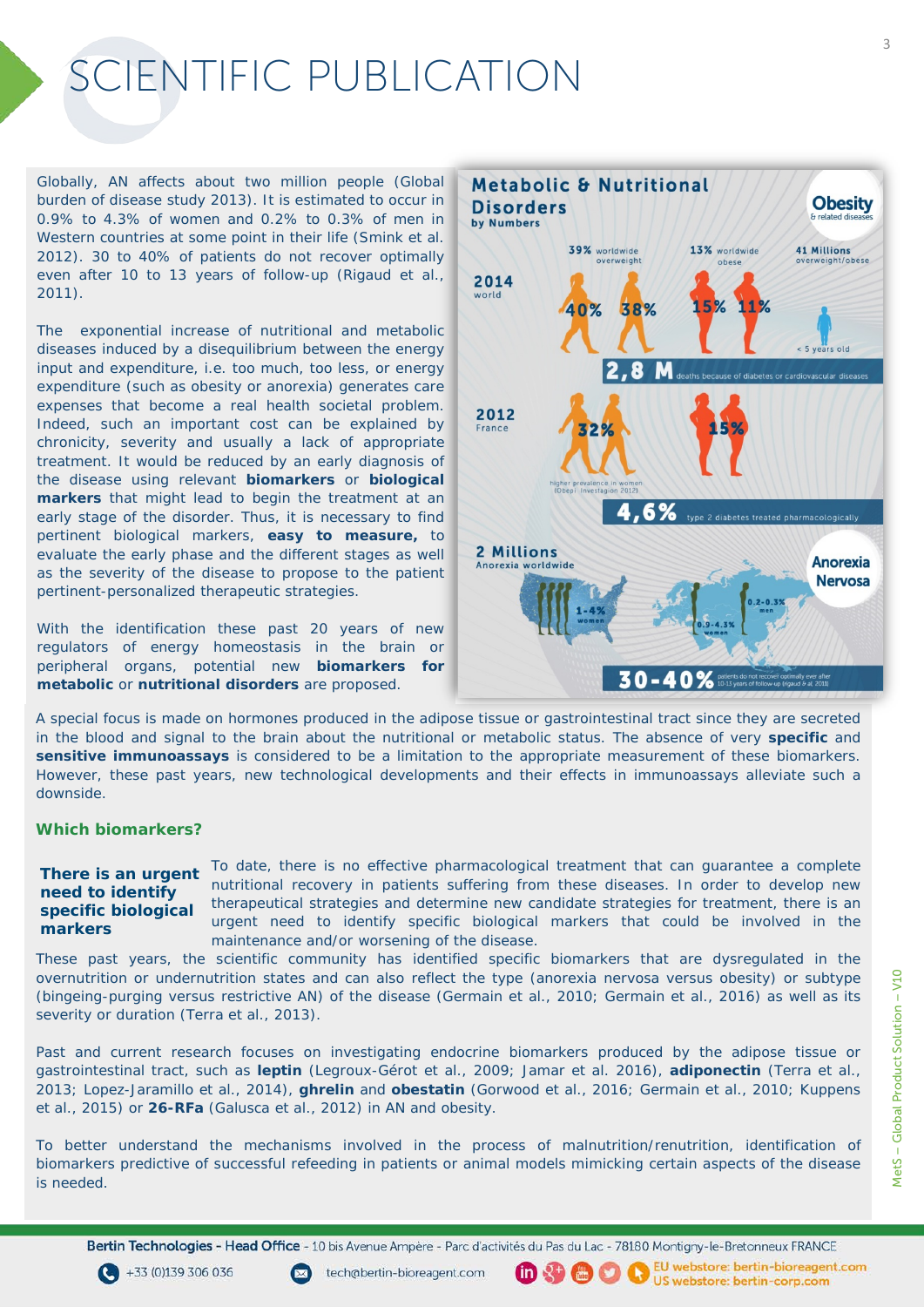# SCIENTIFIC PUBLICATION

Globally, AN affects about two million people (Global burden of disease study 2013). It is estimated to occur in 0.9% to 4.3% of women and 0.2% to 0.3% of men in Western countries at some point in their life (Smink et al. 2012). 30 to 40% of patients do not recover optimally even after 10 to 13 years of follow-up (Rigaud et al., 2011).

The exponential increase of nutritional and metabolic diseases induced by a disequilibrium between the energy input and expenditure, i.e. too much, too less, or energy expenditure (such as obesity or anorexia) generates care expenses that become a real health societal problem. Indeed, such an important cost can be explained by chronicity, severity and usually a lack of appropriate treatment. It would be reduced by an early diagnosis of the disease using relevant **biomarkers** or **biological markers** that might lead to begin the treatment at an early stage of the disorder. Thus, it is necessary to find pertinent biological markers, **easy to measure,** to evaluate the early phase and the different stages as well as the severity of the disease to propose to the patient pertinent-personalized therapeutic strategies.

With the identification these past 20 years of new regulators of energy homeostasis in the brain or peripheral organs, potential new **biomarkers for metabolic** or **nutritional disorders** are proposed.

**Metabolic & Nutritional Disorders by Numbers**

**Obesity** & related diseases

2014 world: 39% worldwide overweight (40% / 38%); 13% worldwide obese (15% / 11%); 41 Millions overweight/obese < 5 years old

**2,8 M** deaths because of diabetes or cardiovascular diseases

2012 France: 32%; 15%; higher prevalence in women (Obepi Investigation 2012)

**4,6%** type 2 diabetes treated pharmacologically

**Anorexia Nervosa**

2 Millions Anorexia worldwide: 1-4% women; 0.9-4.3% women; 0.2-0.3% men

**30-40%** patients do not recover optimally even after 10-13 years of follow-up (Rigaud & al. 2011)

A special focus is made on hormones produced in the adipose tissue or gastrointestinal tract since they are secreted in the blood and signal to the brain about the nutritional or metabolic status. The absence of very **specific** and **sensitive immunoassays** is considered to be a limitation to the appropriate measurement of these biomarkers. However, these past years, new technological developments and their effects in immunoassays alleviate such a downside.

## Which biomarkers?

**There is an urgent need to identify specific biological markers**

To date, there is no effective pharmacological treatment that can guarantee a complete nutritional recovery in patients suffering from these diseases. In order to develop new therapeutic strategies and determine new candidate strategies for treatment, there is an urgent need to identify specific biological markers that could be involved in the maintenance and/or worsening of the disease. These past years, the scientific community has identified specific biomarkers that are dysregulated in the overnutrition or undernutrition states and can also reflect the type (anorexia nervosa versus obesity) or subtype (bingeing-purging versus restrictive AN) of the disease (Germain et al., 2010; Germain et al., 2016) as well as its severity or duration (Terra et al., 2013).

Past and current research focuses on investigating endocrine biomarkers produced by the adipose tissue or gastrointestinal tract, such as **leptin** (Legroux-Gérot et al., 2009; Jamar et al. 2016), **adiponectin** (Terra et al., 2013; Lopez-Jaramillo et al., 2014), **ghrelin** and **obestatin** (Gorwood et al., 2016; Germain et al., 2010; Kuppens et al., 2015) or **26-RFa** (Galusca et al., 2012) in AN and obesity.

To better understand the mechanisms involved in the process of malnutrition/renutrition, identification of biomarkers predictive of successful refeeding in patients or animal models mimicking certain aspects of the disease is needed.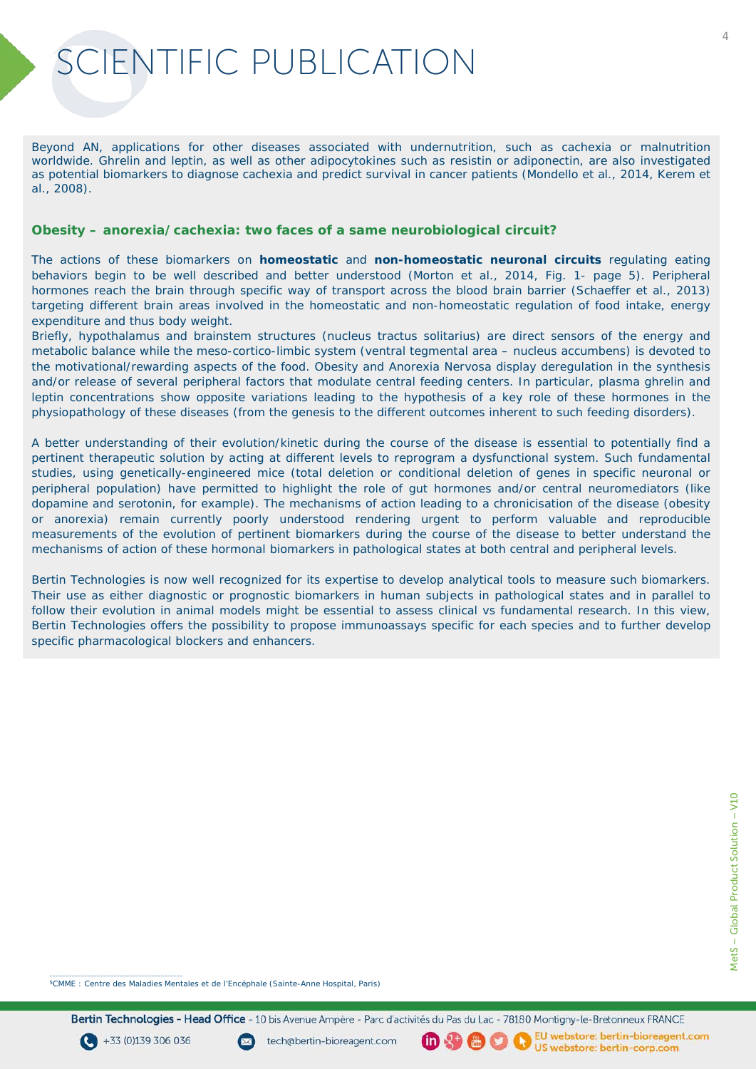# SCIENTIFIC PUBLICATION

Beyond AN, applications for other diseases associated with undernutrition, such as cachexia or malnutrition worldwide. Ghrelin and leptin, as well as other adipocytokines such as resistin or adiponectin, are also investigated as potential biomarkers to diagnose cachexia and predict survival in cancer patients (Mondello et al., 2014, Kerem et al., 2008).

**Obesity – anorexia/cachexia: two faces of a same neurobiological circuit?**

The actions of these biomarkers on **homeostatic** and **non-homeostatic neuronal circuits** regulating eating behaviors begin to be well described and better understood (Morton et al., 2014, Fig. 1- page 5). Peripheral hormones reach the brain through specific way of transport across the blood brain barrier (Schaeffer et al., 2013) targeting different brain areas involved in the homeostatic and non-homeostatic regulation of food intake, energy expenditure and thus body weight.
Briefly, hypothalamus and brainstem structures (nucleus tractus solitarius) are direct sensors of the energy and metabolic balance while the meso-cortico-limbic system (ventral tegmental area – nucleus accumbens) is devoted to the motivational/rewarding aspects of the food. Obesity and Anorexia Nervosa display deregulation in the synthesis and/or release of several peripheral factors that modulate central feeding centers. In particular, plasma ghrelin and leptin concentrations show opposite variations leading to the hypothesis of a key role of these hormones in the physiopathology of these diseases (from the genesis to the different outcomes inherent to such feeding disorders).

A better understanding of their evolution/kinetic during the course of the disease is essential to potentially find a pertinent therapeutic solution by acting at different levels to reprogram a dysfunctional system. Such fundamental studies, using genetically-engineered mice (total deletion or conditional deletion of genes in specific neuronal or peripheral population) have permitted to highlight the role of gut hormones and/or central neuromediators (like dopamine and serotonin, for example). The mechanisms of action leading to a chronicisation of the disease (obesity or anorexia) remain currently poorly understood rendering urgent to perform valuable and reproducible measurements of the evolution of pertinent biomarkers during the course of the disease to better understand the mechanisms of action of these hormonal biomarkers in pathological states at both central and peripheral levels.

Bertin Technologies is now well recognized for its expertise to develop analytical tools to measure such biomarkers. Their use as either diagnostic or prognostic biomarkers in human subjects in pathological states and in parallel to follow their evolution in animal models might be essential to assess clinical vs fundamental research. In this view, Bertin Technologies offers the possibility to propose immunoassays specific for each species and to further develop specific pharmacological blockers and enhancers.

---

[5]CMME : Centre des Maladies Mentales et de l'Encéphale (Sainte-Anne Hospital, Paris)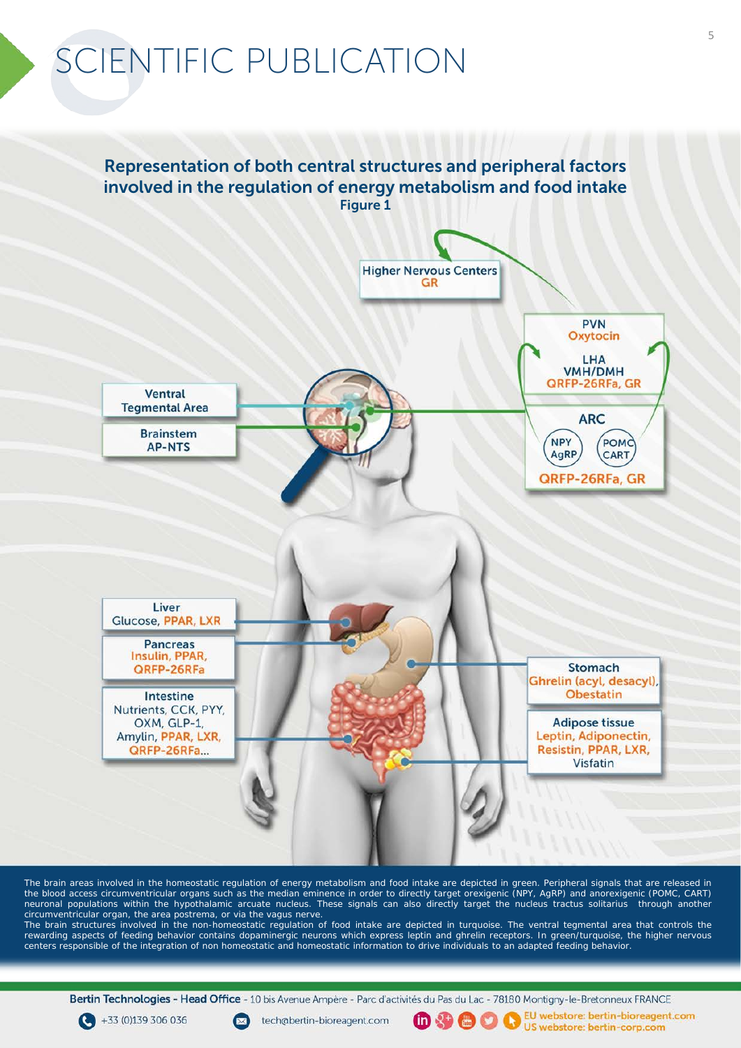# SCIENTIFIC PUBLICATION

## Representation of both central structures and peripheral factors involved in the regulation of energy metabolism and food intake

**Figure 1**

Higher Nervous Centers
GR

PVN
Oxytocin

LHA
VMH/DMH
QRFP-26RFa, GR

Ventral Tegmental Area

Brainstem
AP-NTS

ARC
NPY AgRP
POMC CART
QRFP-26RFa, GR

Liver
Glucose, PPAR, LXR

Pancreas
Insulin, PPAR, QRFP-26RFa

Intestine
Nutrients, CCK, PYY, OXM, GLP-1, Amylin, PPAR, LXR, QRFP-26RFa...

Stomach
Ghrelin (acyl, desacyl), Obestatin

Adipose tissue
Leptin, Adiponectin, Resistin, PPAR, LXR, Visfatin

The brain areas involved in the homeostatic regulation of energy metabolism and food intake are depicted in green. Peripheral signals that are released in the blood access circumventricular organs such as the median eminence in order to directly target orexigenic (NPY, AgRP) and anorexigenic (POMC, CART) neuronal populations within the hypothalamic arcuate nucleus. These signals can also directly target the nucleus tractus solitarius through another circumventricular organ, the area postrema, or via the vagus nerve.
The brain structures involved in the non-homeostatic regulation of food intake are depicted in turquoise. The ventral tegmental area that controls the rewarding aspects of feeding behavior contains dopaminergic neurons which express leptin and ghrelin receptors. In green/turquoise, the higher nervous centers responsible of the integration of non homeostatic and homeostatic information to drive individuals to an adapted feeding behavior.

**Bertin Technologies - Head Office** - 10 bis Avenue Ampère - Parc d'activités du Pas du Lac - 78180 Montigny-le-Bretonneux FRANCE

+33 (0)139 306 036 | tech@bertin-bioreagent.com | EU webstore: bertin-bioreagent.com | US webstore: bertin-corp.com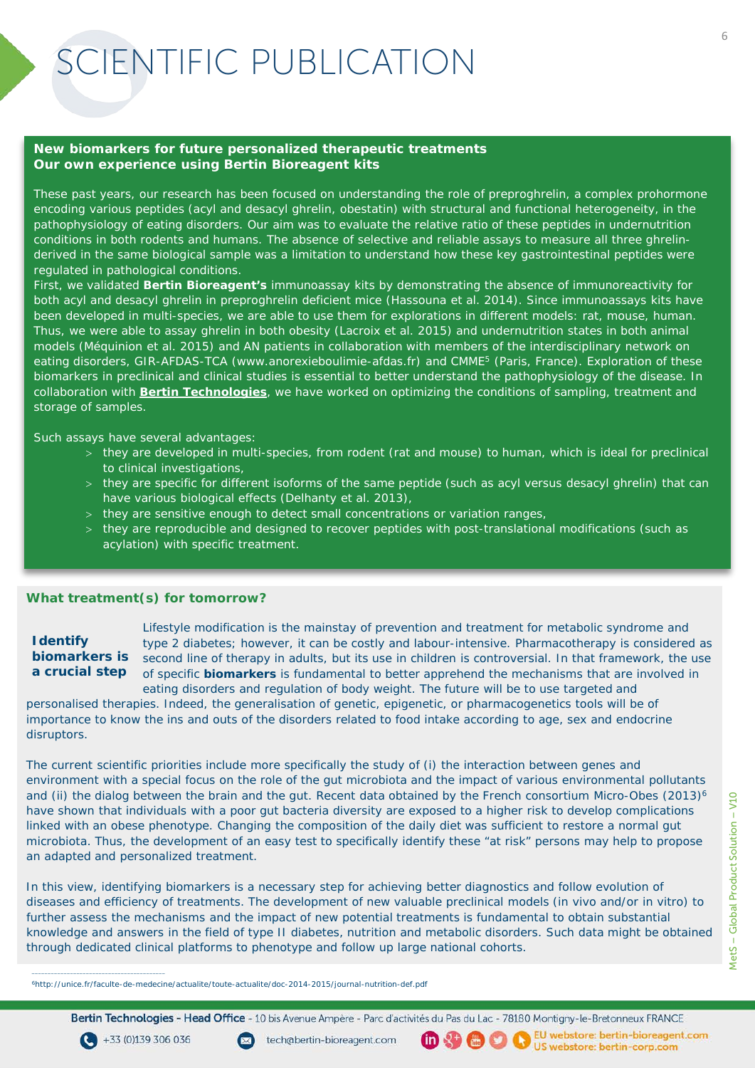# SCIENTIFIC PUBLICATION

**New biomarkers for future personalized therapeutic treatments**
**Our own experience using Bertin Bioreagent kits**

These past years, our research has been focused on understanding the role of preproghrelin, a complex prohormone encoding various peptides (acyl and desacyl ghrelin, obestatin) with structural and functional heterogeneity, in the pathophysiology of eating disorders. Our aim was to evaluate the relative ratio of these peptides in undernutrition conditions in both rodents and humans. The absence of selective and reliable assays to measure all three ghrelin-derived in the same biological sample was a limitation to understand how these key gastrointestinal peptides were regulated in pathological conditions.
First, we validated **Bertin Bioreagent's** immunoassay kits by demonstrating the absence of immunoreactivity for both acyl and desacyl ghrelin in preproghrelin deficient mice (Hassouna et al. 2014). Since immunoassays kits have been developed in multi-species, we are able to use them for explorations in different models: rat, mouse, human. Thus, we were able to assay ghrelin in both obesity (Lacroix et al. 2015) and undernutrition states in both animal models (Méquinion et al. 2015) and AN patients in collaboration with members of the interdisciplinary network on eating disorders, GIR-AFDAS-TCA (www.anorexieboulimie-afdas.fr) and CMME[5] (Paris, France). Exploration of these biomarkers in preclinical and clinical studies is essential to better understand the pathophysiology of the disease. In collaboration with **Bertin Technologies**, we have worked on optimizing the conditions of sampling, treatment and storage of samples.

Such assays have several advantages:

- they are developed in multi-species, from rodent (rat and mouse) to human, which is ideal for preclinical to clinical investigations,
- they are specific for different isoforms of the same peptide (such as acyl versus desacyl ghrelin) that can have various biological effects (Delhanty et al. 2013),
- they are sensitive enough to detect small concentrations or variation ranges,
- they are reproducible and designed to recover peptides with post-translational modifications (such as acylation) with specific treatment.

## What treatment(s) for tomorrow?

**Identify biomarkers is a crucial step**

Lifestyle modification is the mainstay of prevention and treatment for metabolic syndrome and type 2 diabetes; however, it can be costly and labour-intensive. Pharmacotherapy is considered as second line of therapy in adults, but its use in children is controversial. In that framework, the use of specific **biomarkers** is fundamental to better apprehend the mechanisms that are involved in eating disorders and regulation of body weight. The future will be to use targeted and personalised therapies. Indeed, the generalisation of genetic, epigenetic, or pharmacogenetics tools will be of importance to know the ins and outs of the disorders related to food intake according to age, sex and endocrine disruptors.

The current scientific priorities include more specifically the study of (i) the interaction between genes and environment with a special focus on the role of the gut microbiota and the impact of various environmental pollutants and (ii) the dialog between the brain and the gut. Recent data obtained by the French consortium Micro-Obes (2013)[6] have shown that individuals with a poor gut bacteria diversity are exposed to a higher risk to develop complications linked with an obese phenotype. Changing the composition of the daily diet was sufficient to restore a normal gut microbiota. Thus, the development of an easy test to specifically identify these "at risk" persons may help to propose an adapted and personalized treatment.

In this view, identifying biomarkers is a necessary step for achieving better diagnostics and follow evolution of diseases and efficiency of treatments. The development of new valuable preclinical models (in vivo and/or in vitro) to further assess the mechanisms and the impact of new potential treatments is fundamental to obtain substantial knowledge and answers in the field of type II diabetes, nutrition and metabolic disorders. Such data might be obtained through dedicated clinical platforms to phenotype and follow up large national cohorts.

[6] http://unice.fr/faculte-de-medecine/actualite/toute-actualite/doc-2014-2015/journal-nutrition-def.pdf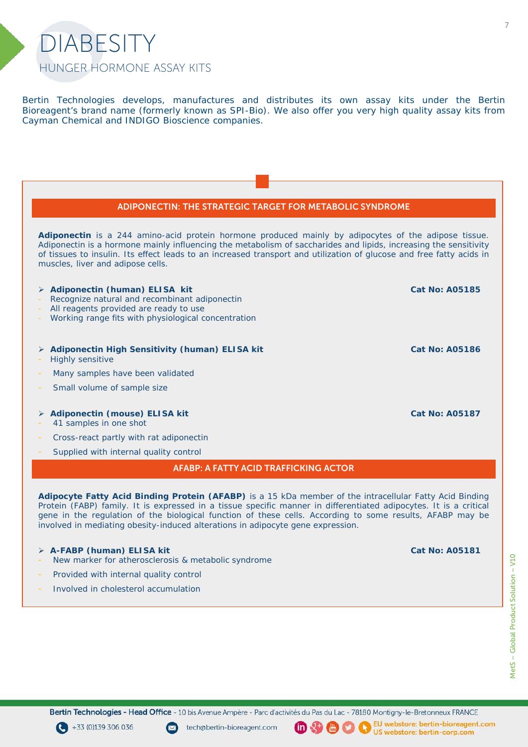# DIABESITY

## HUNGER HORMONE ASSAY KITS

Bertin Technologies develops, manufactures and distributes its own assay kits under the Bertin Bioreagent's brand name (formerly known as SPI-Bio). We also offer you very high quality assay kits from Cayman Chemical and INDIGO Bioscience companies.

### ADIPONECTIN: THE STRATEGIC TARGET FOR METABOLIC SYNDROME

**Adiponectin** is a 244 amino-acid protein hormone produced mainly by adipocytes of the adipose tissue. Adiponectin is a hormone mainly influencing the metabolism of saccharides and lipids, increasing the sensitivity of tissues to insulin. Its effect leads to an increased transport and utilization of glucose and free fatty acids in muscles, liver and adipose cells.

- **Adiponectin (human) ELISA kit** — **Cat No: A05185**
  - Recognize natural and recombinant adiponectin
  - All reagents provided are ready to use
  - Working range fits with physiological concentration

- **Adiponectin High Sensitivity (human) ELISA kit** — **Cat No: A05186**
  - Highly sensitive
  - Many samples have been validated
  - Small volume of sample size

- **Adiponectin (mouse) ELISA kit** — **Cat No: A05187**
  - 41 samples in one shot
  - Cross-react partly with rat adiponectin
  - Supplied with internal quality control

### AFABP: A FATTY ACID TRAFFICKING ACTOR

**Adipocyte Fatty Acid Binding Protein (AFABP)** is a 15 kDa member of the intracellular Fatty Acid Binding Protein (FABP) family. It is expressed in a tissue specific manner in differentiated adipocytes. It is a critical gene in the regulation of the biological function of these cells. According to some results, AFABP may be involved in mediating obesity-induced alterations in adipocyte gene expression.

- **A-FABP (human) ELISA kit** — **Cat No: A05181**
  - New marker for atherosclerosis & metabolic syndrome
  - Provided with internal quality control
  - Involved in cholesterol accumulation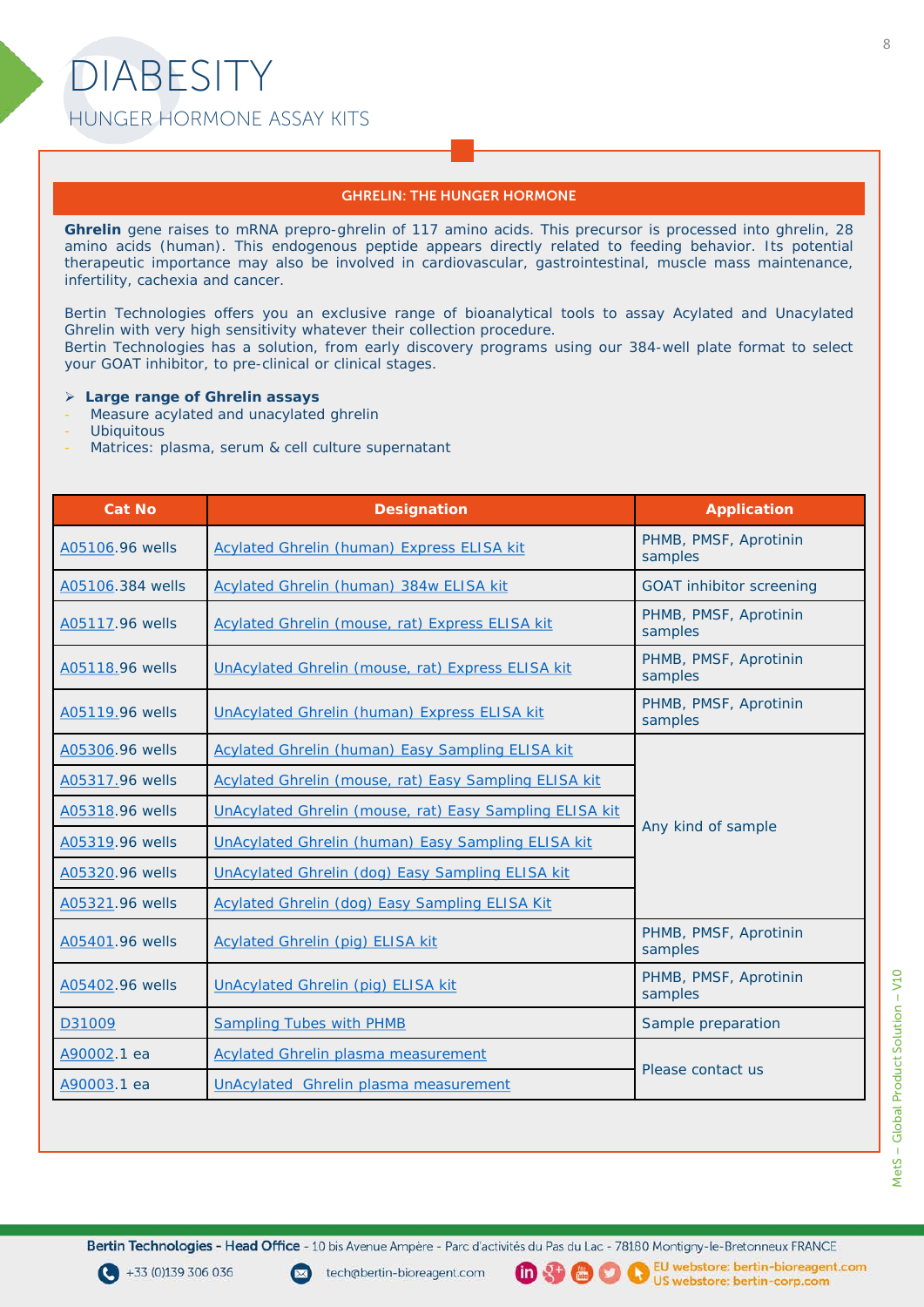# DIABESITY

## HUNGER HORMONE ASSAY KITS

### GHRELIN: THE HUNGER HORMONE

**Ghrelin** gene raises to mRNA prepro-ghrelin of 117 amino acids. This precursor is processed into ghrelin, 28 amino acids (human). This endogenous peptide appears directly related to feeding behavior. Its potential therapeutic importance may also be involved in cardiovascular, gastrointestinal, muscle mass maintenance, infertility, cachexia and cancer.

Bertin Technologies offers you an exclusive range of bioanalytical tools to assay Acylated and Unacylated Ghrelin with very high sensitivity whatever their collection procedure.
Bertin Technologies has a solution, from early discovery programs using our 384-well plate format to select your GOAT inhibitor, to pre-clinical or clinical stages.

- **Large range of Ghrelin assays**
  - Measure acylated and unacylated ghrelin
  - Ubiquitous
  - Matrices: plasma, serum & cell culture supernatant

| Cat No | Designation | Application |
|---|---|---|
| A05106.96 wells | Acylated Ghrelin (human) Express ELISA kit | PHMB, PMSF, Aprotinin samples |
| A05106.384 wells | Acylated Ghrelin (human) 384w ELISA kit | GOAT inhibitor screening |
| A05117.96 wells | Acylated Ghrelin (mouse, rat) Express ELISA kit | PHMB, PMSF, Aprotinin samples |
| A05118.96 wells | UnAcylated Ghrelin (mouse, rat) Express ELISA kit | PHMB, PMSF, Aprotinin samples |
| A05119.96 wells | UnAcylated Ghrelin (human) Express ELISA kit | PHMB, PMSF, Aprotinin samples |
| A05306.96 wells | Acylated Ghrelin (human) Easy Sampling ELISA kit | Any kind of sample |
| A05317.96 wells | Acylated Ghrelin (mouse, rat) Easy Sampling ELISA kit | Any kind of sample |
| A05318.96 wells | UnAcylated Ghrelin (mouse, rat) Easy Sampling ELISA kit | Any kind of sample |
| A05319.96 wells | UnAcylated Ghrelin (human) Easy Sampling ELISA kit | Any kind of sample |
| A05320.96 wells | UnAcylated Ghrelin (dog) Easy Sampling ELISA kit | Any kind of sample |
| A05321.96 wells | Acylated Ghrelin (dog) Easy Sampling ELISA Kit | Any kind of sample |
| A05401.96 wells | Acylated Ghrelin (pig) ELISA kit | PHMB, PMSF, Aprotinin samples |
| A05402.96 wells | UnAcylated Ghrelin (pig) ELISA kit | PHMB, PMSF, Aprotinin samples |
| D31009 | Sampling Tubes with PHMB | Sample preparation |
| A90002.1 ea | Acylated Ghrelin plasma measurement | Please contact us |
| A90003.1 ea | UnAcylated Ghrelin plasma measurement | Please contact us |

Bertin Technologies - Head Office - 10 bis Avenue Ampère - Parc d'activités du Pas du Lac - 78180 Montigny-le-Bretonneux FRANCE

+33 (0)139 306 036 tech@bertin-bioreagent.com EU webstore: bertin-bioreagent.com US webstore: bertin-corp.com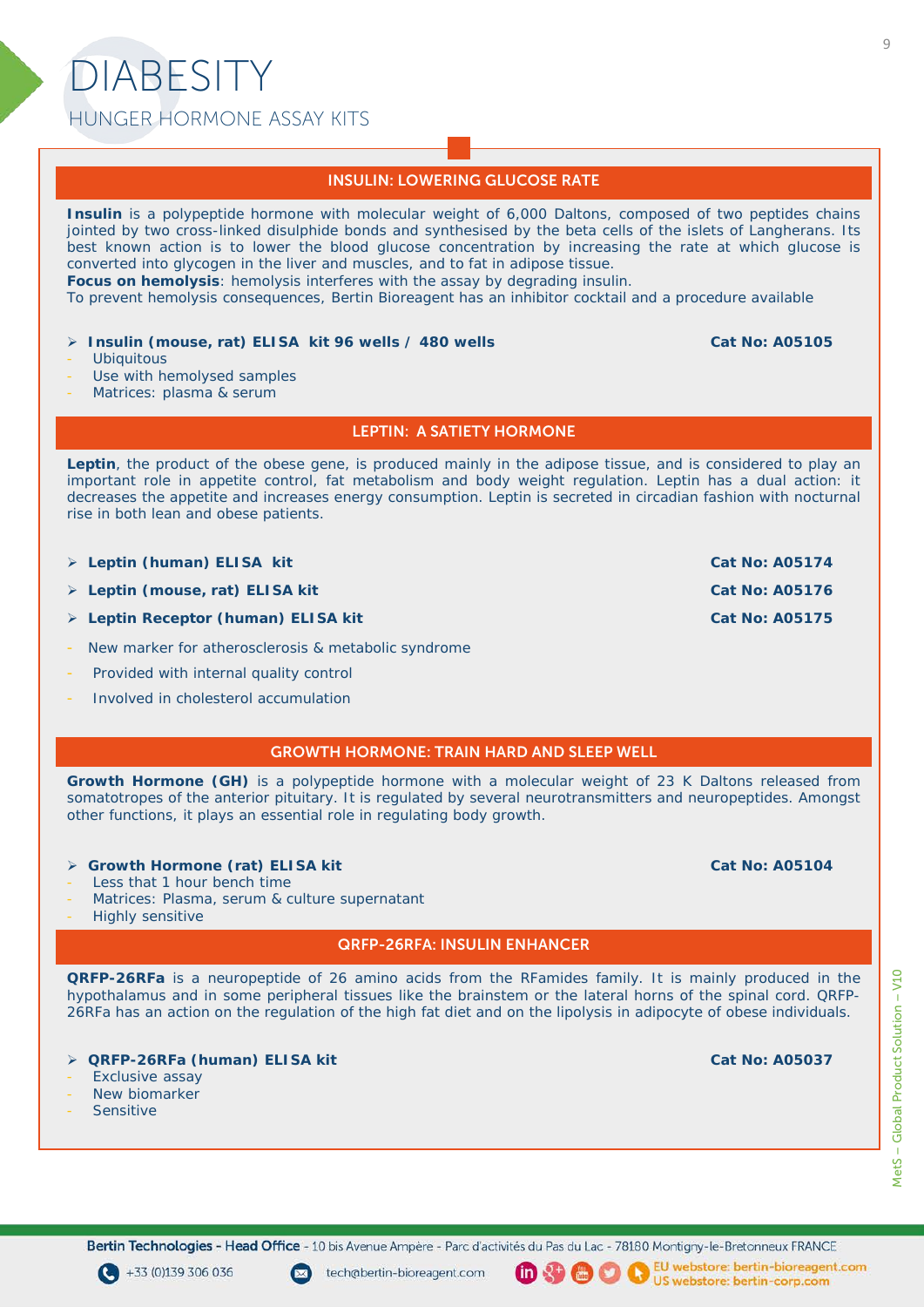# DIABESITY

## HUNGER HORMONE ASSAY KITS

### INSULIN: LOWERING GLUCOSE RATE

**Insulin** is a polypeptide hormone with molecular weight of 6,000 Daltons, composed of two peptides chains jointed by two cross-linked disulphide bonds and synthesised by the beta cells of the islets of Langherans. Its best known action is to lower the blood glucose concentration by increasing the rate at which glucose is converted into glycogen in the liver and muscles, and to fat in adipose tissue.
**Focus on hemolysis**: hemolysis interferes with the assay by degrading insulin.
To prevent hemolysis consequences, Bertin Bioreagent has an inhibitor cocktail and a procedure available

- **Insulin (mouse, rat) ELISA kit 96 wells / 480 wells** — **Cat No: A05105**
  - Ubiquitous
  - Use with hemolysed samples
  - Matrices: plasma & serum

### LEPTIN: A SATIETY HORMONE

**Leptin**, the product of the obese gene, is produced mainly in the adipose tissue, and is considered to play an important role in appetite control, fat metabolism and body weight regulation. Leptin has a dual action: it decreases the appetite and increases energy consumption. Leptin is secreted in circadian fashion with nocturnal rise in both lean and obese patients.

- **Leptin (human) ELISA kit** — **Cat No: A05174**
- **Leptin (mouse, rat) ELISA kit** — **Cat No: A05176**
- **Leptin Receptor (human) ELISA kit** — **Cat No: A05175**
  - New marker for atherosclerosis & metabolic syndrome
  - Provided with internal quality control
  - Involved in cholesterol accumulation

### GROWTH HORMONE: TRAIN HARD AND SLEEP WELL

**Growth Hormone (GH)** is a polypeptide hormone with a molecular weight of 23 K Daltons released from somatotropes of the anterior pituitary. It is regulated by several neurotransmitters and neuropeptides. Amongst other functions, it plays an essential role in regulating body growth.

- **Growth Hormone (rat) ELISA kit** — **Cat No: A05104**
  - Less that 1 hour bench time
  - Matrices: Plasma, serum & culture supernatant
  - Highly sensitive

### QRFP-26RFA: INSULIN ENHANCER

**QRFP-26RFa** is a neuropeptide of 26 amino acids from the RFamides family. It is mainly produced in the hypothalamus and in some peripheral tissues like the brainstem or the lateral horns of the spinal cord. QRFP-26RFa has an action on the regulation of the high fat diet and on the lipolysis in adipocyte of obese individuals.

- **QRFP-26RFa (human) ELISA kit** — **Cat No: A05037**
  - Exclusive assay
  - New biomarker
  - Sensitive

Bertin Technologies - Head Office - 10 bis Avenue Ampère - Parc d'activités du Pas du Lac - 78180 Montigny-le-Bretonneux FRANCE
+33 (0)139 306 036 | tech@bertin-bioreagent.com | EU webstore: bertin-bioreagent.com | US webstore: bertin-corp.com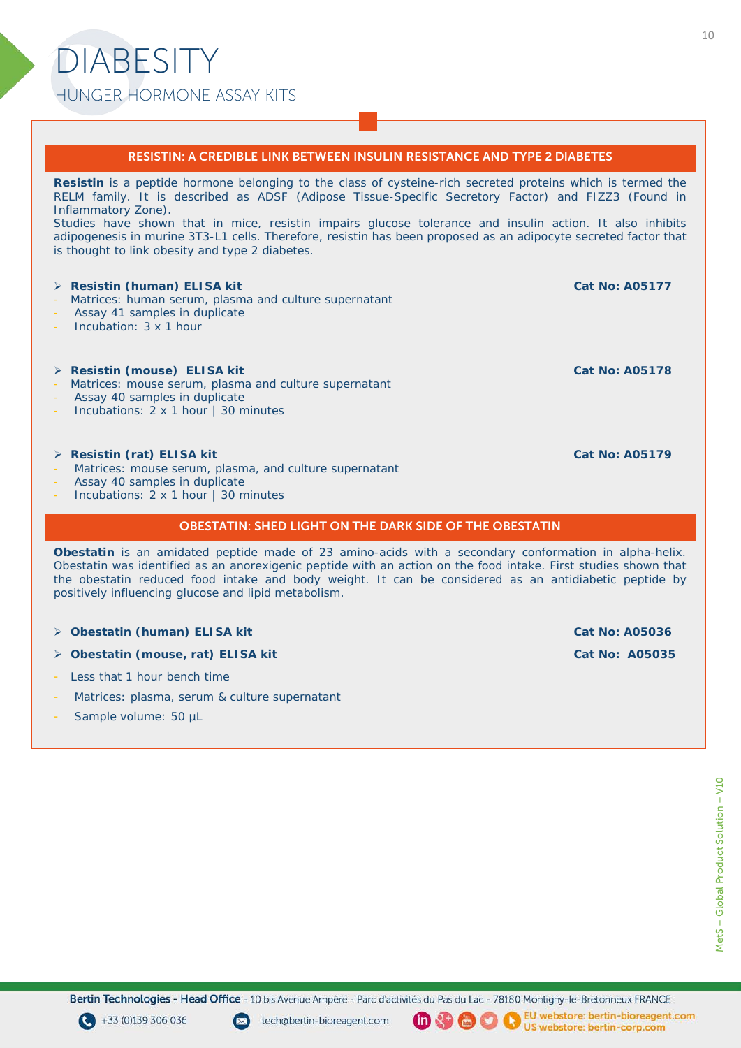# DIABESITY

## HUNGER HORMONE ASSAY KITS

### RESISTIN: A CREDIBLE LINK BETWEEN INSULIN RESISTANCE AND TYPE 2 DIABETES

**Resistin** is a peptide hormone belonging to the class of cysteine-rich secreted proteins which is termed the RELM family. It is described as ADSF (Adipose Tissue-Specific Secretory Factor) and FIZZ3 (Found in Inflammatory Zone).
Studies have shown that in mice, resistin impairs glucose tolerance and insulin action. It also inhibits adipogenesis in murine 3T3-L1 cells. Therefore, resistin has been proposed as an adipocyte secreted factor that is thought to link obesity and type 2 diabetes.

- **Resistin (human) ELISA kit** — **Cat No: A05177**
  - Matrices: human serum, plasma and culture supernatant
  - Assay 41 samples in duplicate
  - Incubation: 3 x 1 hour

- **Resistin (mouse) ELISA kit** — **Cat No: A05178**
  - Matrices: mouse serum, plasma and culture supernatant
  - Assay 40 samples in duplicate
  - Incubations: 2 x 1 hour | 30 minutes

- **Resistin (rat) ELISA kit** — **Cat No: A05179**
  - Matrices: mouse serum, plasma, and culture supernatant
  - Assay 40 samples in duplicate
  - Incubations: 2 x 1 hour | 30 minutes

### OBESTATIN: SHED LIGHT ON THE DARK SIDE OF THE OBESTATIN

**Obestatin** is an amidated peptide made of 23 amino-acids with a secondary conformation in alpha-helix. Obestatin was identified as an anorexigenic peptide with an action on the food intake. First studies shown that the obestatin reduced food intake and body weight. It can be considered as an antidiabetic peptide by positively influencing glucose and lipid metabolism.

- **Obestatin (human) ELISA kit** — **Cat No: A05036**
- **Obestatin (mouse, rat) ELISA kit** — **Cat No: A05035**
  - Less that 1 hour bench time
  - Matrices: plasma, serum & culture supernatant
  - Sample volume: 50 µL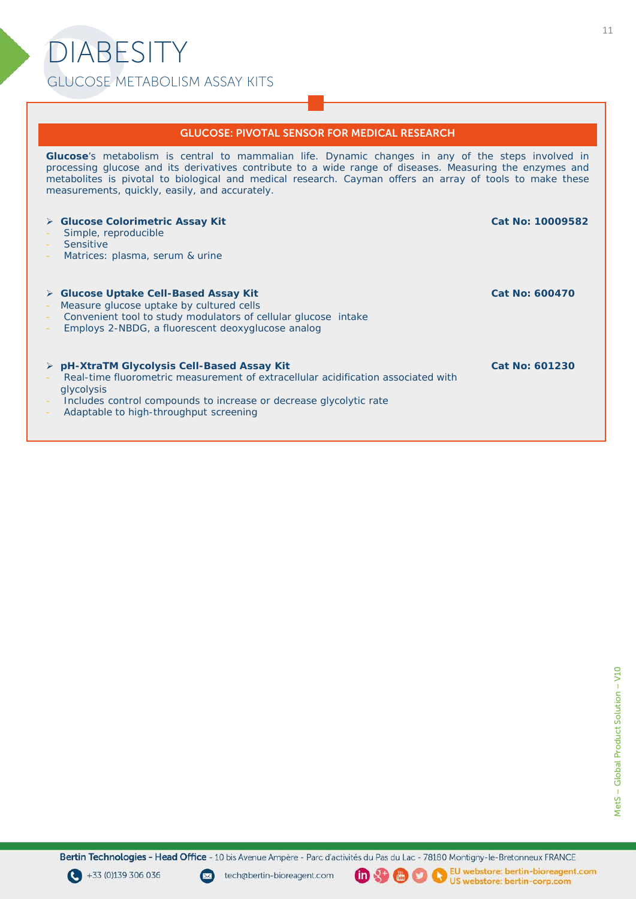# DIABESITY

## GLUCOSE METABOLISM ASSAY KITS

### GLUCOSE: PIVOTAL SENSOR FOR MEDICAL RESEARCH

**Glucose**'s metabolism is central to mammalian life. Dynamic changes in any of the steps involved in processing glucose and its derivatives contribute to a wide range of diseases. Measuring the enzymes and metabolites is pivotal to biological and medical research. Cayman offers an array of tools to make these measurements, quickly, easily, and accurately.

- **Glucose Colorimetric Assay Kit** — **Cat No: 10009582**
  - Simple, reproducible
  - Sensitive
  - Matrices: plasma, serum & urine

- **Glucose Uptake Cell-Based Assay Kit** — **Cat No: 600470**
  - Measure glucose uptake by cultured cells
  - Convenient tool to study modulators of cellular glucose intake
  - Employs 2-NBDG, a fluorescent deoxyglucose analog

- **pH-XtraTM Glycolysis Cell-Based Assay Kit** — **Cat No: 601230**
  - Real-time fluorometric measurement of extracellular acidification associated with glycolysis
  - Includes control compounds to increase or decrease glycolytic rate
  - Adaptable to high-throughput screening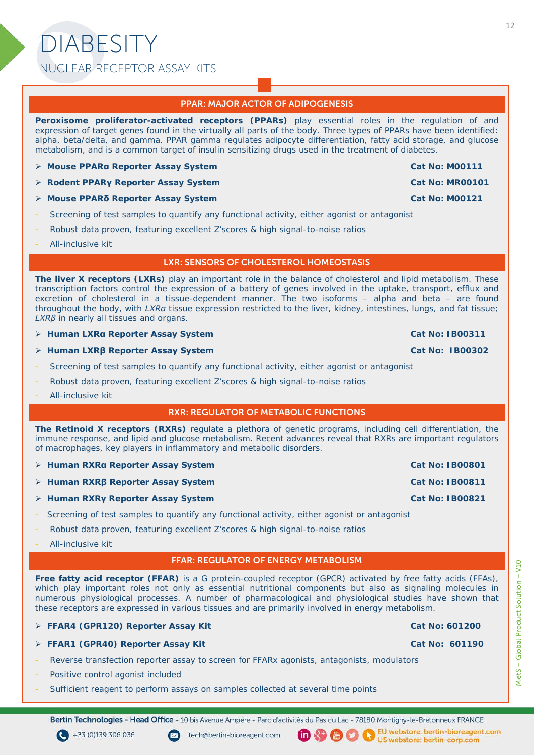# DIABESITY

## NUCLEAR RECEPTOR ASSAY KITS

### PPAR: MAJOR ACTOR OF ADIPOGENESIS

**Peroxisome proliferator-activated receptors (PPARs)** play essential roles in the regulation of and expression of target genes found in the virtually all parts of the body. Three types of PPARs have been identified: alpha, beta/delta, and gamma. PPAR gamma regulates adipocyte differentiation, fatty acid storage, and glucose metabolism, and is a common target of insulin sensitizing drugs used in the treatment of diabetes.

- **Mouse PPARα Reporter Assay System** — **Cat No: M00111**
- **Rodent PPARγ Reporter Assay System** — **Cat No: MR00101**
- **Mouse PPARδ Reporter Assay System** — **Cat No: M00121**

- Screening of test samples to quantify any functional activity, either agonist or antagonist
- Robust data proven, featuring excellent Z'scores & high signal-to-noise ratios
- All-inclusive kit

### LXR: SENSORS OF CHOLESTEROL HOMEOSTASIS

**The liver X receptors (LXRs)** play an important role in the balance of cholesterol and lipid metabolism. These transcription factors control the expression of a battery of genes involved in the uptake, transport, efflux and excretion of cholesterol in a tissue-dependent manner. The two isoforms – alpha and beta – are found throughout the body, with *LXRα* tissue expression restricted to the liver, kidney, intestines, lungs, and fat tissue; *LXRβ* in nearly all tissues and organs.

- **Human LXRα Reporter Assay System** — **Cat No: IB00311**
- **Human LXRβ Reporter Assay System** — **Cat No: IB00302**

- Screening of test samples to quantify any functional activity, either agonist or antagonist
- Robust data proven, featuring excellent Z'scores & high signal-to-noise ratios
- All-inclusive kit

### RXR: REGULATOR OF METABOLIC FUNCTIONS

**The Retinoid X receptors (RXRs)** regulate a plethora of genetic programs, including cell differentiation, the immune response, and lipid and glucose metabolism. Recent advances reveal that RXRs are important regulators of macrophages, key players in inflammatory and metabolic disorders.

- **Human RXRα Reporter Assay System** — **Cat No: IB00801**
- **Human RXRβ Reporter Assay System** — **Cat No: IB00811**
- **Human RXRγ Reporter Assay System** — **Cat No: IB00821**

- Screening of test samples to quantify any functional activity, either agonist or antagonist
- Robust data proven, featuring excellent Z'scores & high signal-to-noise ratios
- All-inclusive kit

### FFAR: REGULATOR OF ENERGY METABOLISM

**Free fatty acid receptor (FFAR)** is a G protein-coupled receptor (GPCR) activated by free fatty acids (FFAs), which play important roles not only as essential nutritional components but also as signaling molecules in numerous physiological processes. A number of pharmacological and physiological studies have shown that these receptors are expressed in various tissues and are primarily involved in energy metabolism.

- **FFAR4 (GPR120) Reporter Assay Kit** — **Cat No: 601200**
- **FFAR1 (GPR40) Reporter Assay Kit** — **Cat No: 601190**

- Reverse transfection reporter assay to screen for FFARx agonists, antagonists, modulators
- Positive control agonist included
- Sufficient reagent to perform assays on samples collected at several time points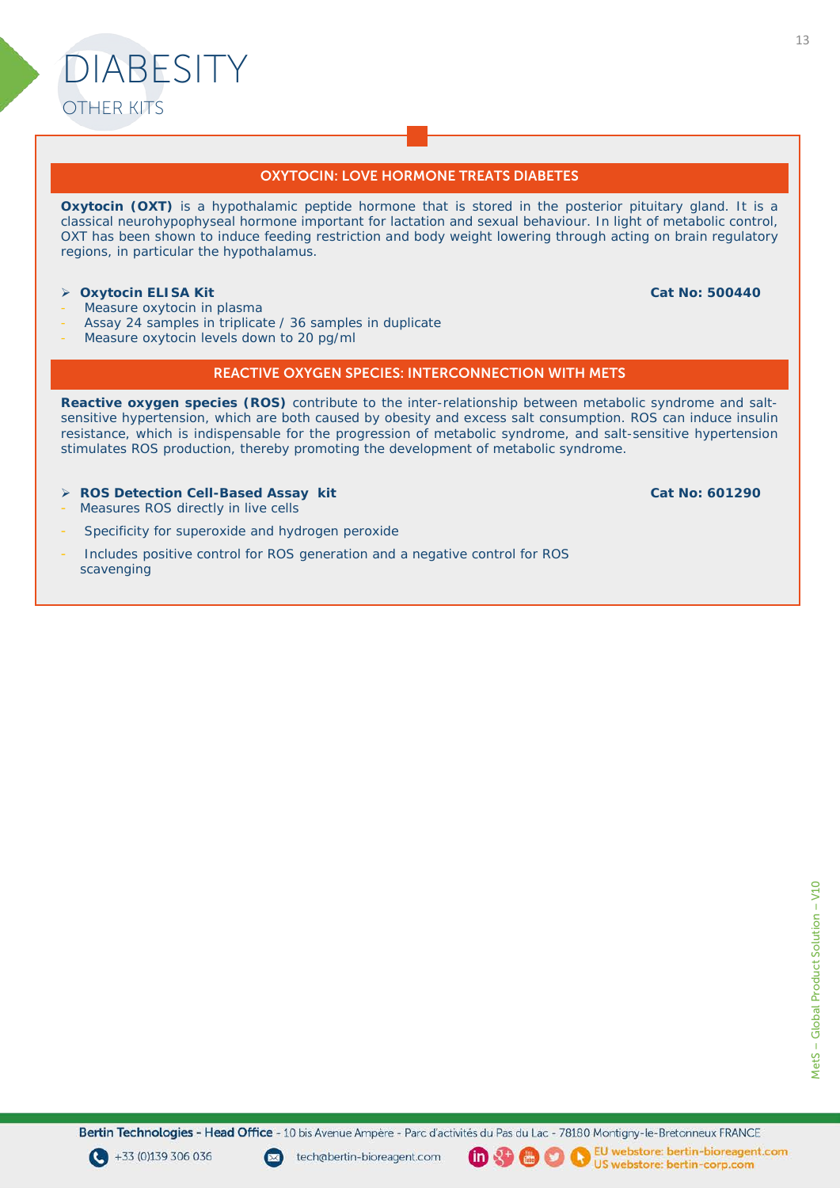# DIABESITY

## OTHER KITS

### OXYTOCIN: LOVE HORMONE TREATS DIABETES

**Oxytocin (OXT)** is a hypothalamic peptide hormone that is stored in the posterior pituitary gland. It is a classical neurohypophyseal hormone important for lactation and sexual behaviour. In light of metabolic control, OXT has been shown to induce feeding restriction and body weight lowering through acting on brain regulatory regions, in particular the hypothalamus.

- **Oxytocin ELISA Kit** — **Cat No: 500440**
  - Measure oxytocin in plasma
  - Assay 24 samples in triplicate / 36 samples in duplicate
  - Measure oxytocin levels down to 20 pg/ml

### REACTIVE OXYGEN SPECIES: INTERCONNECTION WITH METS

**Reactive oxygen species (ROS)** contribute to the inter-relationship between metabolic syndrome and salt-sensitive hypertension, which are both caused by obesity and excess salt consumption. ROS can induce insulin resistance, which is indispensable for the progression of metabolic syndrome, and salt-sensitive hypertension stimulates ROS production, thereby promoting the development of metabolic syndrome.

- **ROS Detection Cell-Based Assay kit** — **Cat No: 601290**
  - Measures ROS directly in live cells
  - Specificity for superoxide and hydrogen peroxide
  - Includes positive control for ROS generation and a negative control for ROS scavenging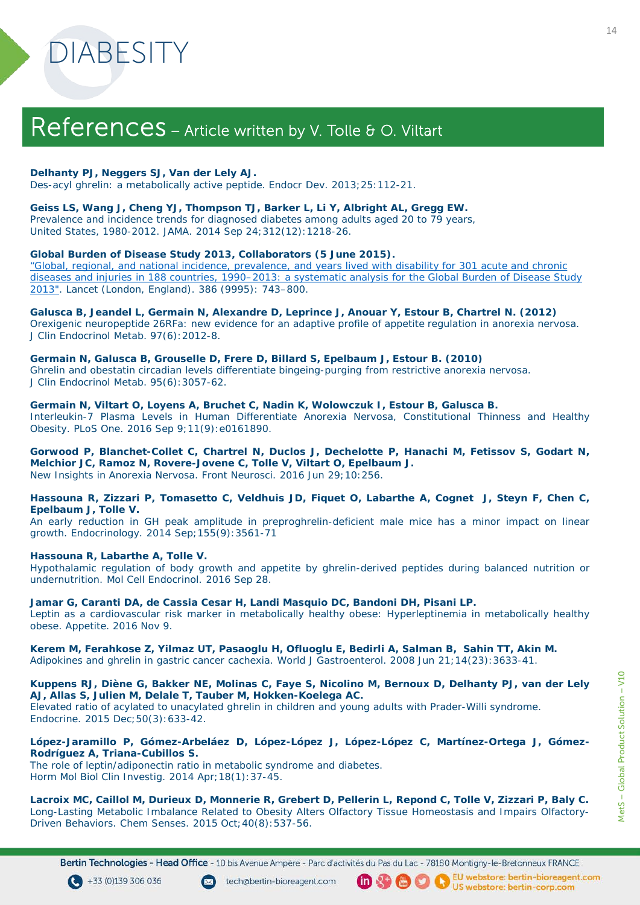# References – Article written by V. Tolle & O. Viltart

**Delhanty PJ, Neggers SJ, Van der Lely AJ.**
Des-acyl ghrelin: a metabolically active peptide. Endocr Dev. 2013;25:112-21.

**Geiss LS, Wang J, Cheng YJ, Thompson TJ, Barker L, Li Y, Albright AL, Gregg EW.**
Prevalence and incidence trends for diagnosed diabetes among adults aged 20 to 79 years, United States, 1980-2012. JAMA. 2014 Sep 24;312(12):1218-26.

**Global Burden of Disease Study 2013, Collaborators (5 June 2015).**
"Global, regional, and national incidence, prevalence, and years lived with disability for 301 acute and chronic diseases and injuries in 188 countries, 1990–2013: a systematic analysis for the Global Burden of Disease Study 2013". Lancet (London, England). 386 (9995): 743–800.

**Galusca B, Jeandel L, Germain N, Alexandre D, Leprince J, Anouar Y, Estour B, Chartrel N. (2012)**
Orexigenic neuropeptide 26RFa: new evidence for an adaptive profile of appetite regulation in anorexia nervosa. J Clin Endocrinol Metab. 97(6):2012-8.

**Germain N, Galusca B, Grouselle D, Frere D, Billard S, Epelbaum J, Estour B. (2010)**
Ghrelin and obestatin circadian levels differentiate bingeing-purging from restrictive anorexia nervosa. J Clin Endocrinol Metab. 95(6):3057-62.

**Germain N, Viltart O, Loyens A, Bruchet C, Nadin K, Wolowczuk I, Estour B, Galusca B.**
Interleukin-7 Plasma Levels in Human Differentiate Anorexia Nervosa, Constitutional Thinness and Healthy Obesity. PLoS One. 2016 Sep 9;11(9):e0161890.

**Gorwood P, Blanchet-Collet C, Chartrel N, Duclos J, Dechelotte P, Hanachi M, Fetissov S, Godart N, Melchior JC, Ramoz N, Rovere-Jovene C, Tolle V, Viltart O, Epelbaum J.**
New Insights in Anorexia Nervosa. Front Neurosci. 2016 Jun 29;10:256.

**Hassouna R, Zizzari P, Tomasetto C, Veldhuis JD, Fiquet O, Labarthe A, Cognet J, Steyn F, Chen C, Epelbaum J, Tolle V.**
An early reduction in GH peak amplitude in preproghrelin-deficient male mice has a minor impact on linear growth. Endocrinology. 2014 Sep;155(9):3561-71

**Hassouna R, Labarthe A, Tolle V.**
Hypothalamic regulation of body growth and appetite by ghrelin-derived peptides during balanced nutrition or undernutrition. Mol Cell Endocrinol. 2016 Sep 28.

**Jamar G, Caranti DA, de Cassia Cesar H, Landi Masquio DC, Bandoni DH, Pisani LP.**
Leptin as a cardiovascular risk marker in metabolically healthy obese: Hyperleptinemia in metabolically healthy obese. Appetite. 2016 Nov 9.

**Kerem M, Ferahkose Z, Yilmaz UT, Pasaoglu H, Ofluoglu E, Bedirli A, Salman B, Sahin TT, Akin M.**
Adipokines and ghrelin in gastric cancer cachexia. World J Gastroenterol. 2008 Jun 21;14(23):3633-41.

**Kuppens RJ, Diène G, Bakker NE, Molinas C, Faye S, Nicolino M, Bernoux D, Delhanty PJ, van der Lely AJ, Allas S, Julien M, Delale T, Tauber M, Hokken-Koelega AC.**
Elevated ratio of acylated to unacylated ghrelin in children and young adults with Prader-Willi syndrome. Endocrine. 2015 Dec;50(3):633-42.

**López-Jaramillo P, Gómez-Arbeláez D, López-López J, López-López C, Martínez-Ortega J, Gómez-Rodríguez A, Triana-Cubillos S.**
The role of leptin/adiponectin ratio in metabolic syndrome and diabetes. Horm Mol Biol Clin Investig. 2014 Apr;18(1):37-45.

**Lacroix MC, Caillol M, Durieux D, Monnerie R, Grebert D, Pellerin L, Repond C, Tolle V, Zizzari P, Baly C.**
Long-Lasting Metabolic Imbalance Related to Obesity Alters Olfactory Tissue Homeostasis and Impairs Olfactory-Driven Behaviors. Chem Senses. 2015 Oct;40(8):537-56.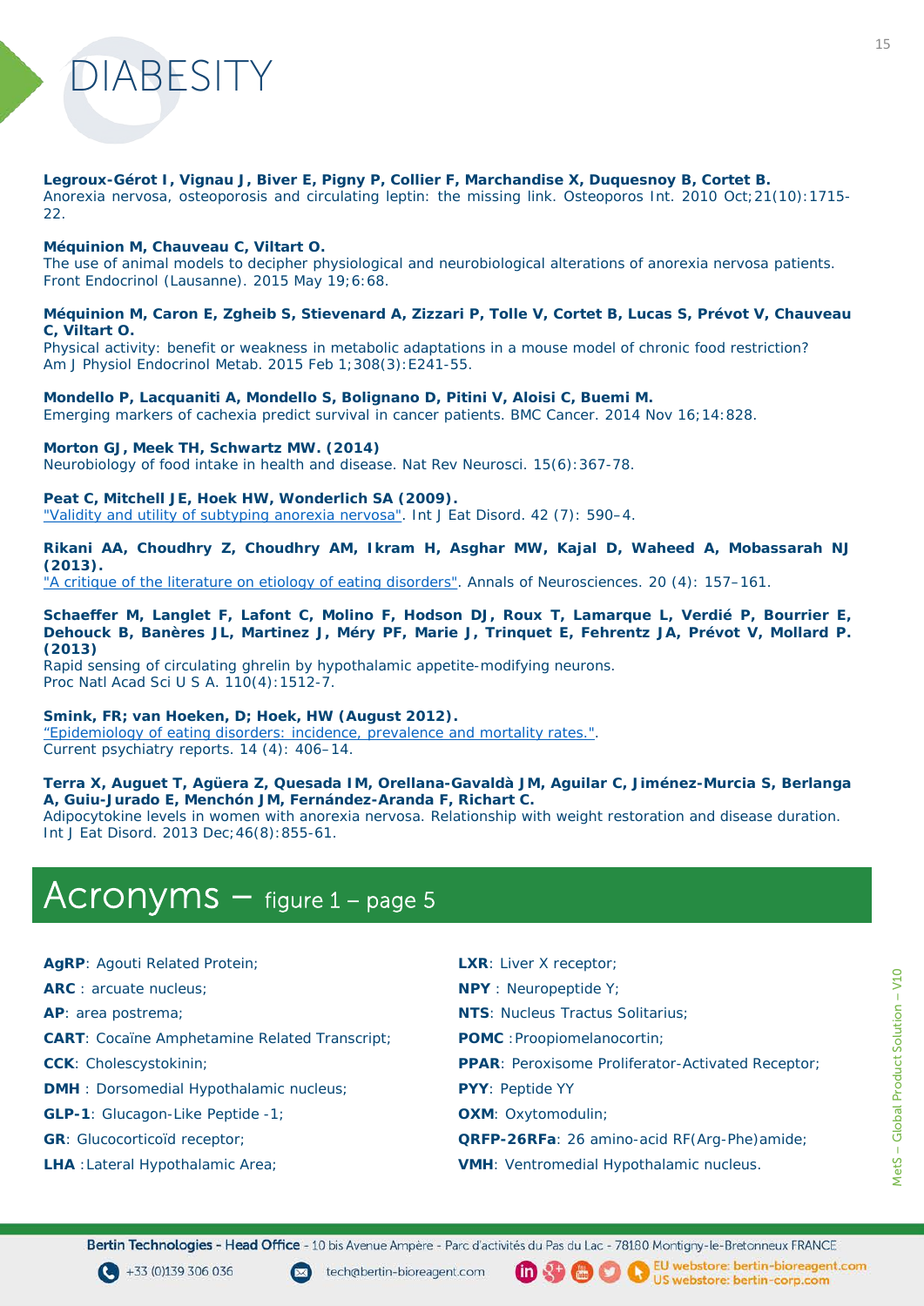# DIABESITY

**Legroux-Gérot I, Vignau J, Biver E, Pigny P, Collier F, Marchandise X, Duquesnoy B, Cortet B.**
Anorexia nervosa, osteoporosis and circulating leptin: the missing link. Osteoporos Int. 2010 Oct;21(10):1715-22.

**Méquinion M, Chauveau C, Viltart O.**
The use of animal models to decipher physiological and neurobiological alterations of anorexia nervosa patients. Front Endocrinol (Lausanne). 2015 May 19;6:68.

**Méquinion M, Caron E, Zgheib S, Stievenard A, Zizzari P, Tolle V, Cortet B, Lucas S, Prévot V, Chauveau C, Viltart O.**
Physical activity: benefit or weakness in metabolic adaptations in a mouse model of chronic food restriction? Am J Physiol Endocrinol Metab. 2015 Feb 1;308(3):E241-55.

**Mondello P, Lacquaniti A, Mondello S, Bolignano D, Pitini V, Aloisi C, Buemi M.**
Emerging markers of cachexia predict survival in cancer patients. BMC Cancer. 2014 Nov 16;14:828.

**Morton GJ, Meek TH, Schwartz MW. (2014)**
Neurobiology of food intake in health and disease. Nat Rev Neurosci. 15(6):367-78.

**Peat C, Mitchell JE, Hoek HW, Wonderlich SA (2009).**
"Validity and utility of subtyping anorexia nervosa". Int J Eat Disord. 42 (7): 590–4.

**Rikani AA, Choudhry Z, Choudhry AM, Ikram H, Asghar MW, Kajal D, Waheed A, Mobassarah NJ (2013).**
"A critique of the literature on etiology of eating disorders". Annals of Neurosciences. 20 (4): 157–161.

**Schaeffer M, Langlet F, Lafont C, Molino F, Hodson DJ, Roux T, Lamarque L, Verdié P, Bourrier E, Dehouck B, Banères JL, Martinez J, Méry PF, Marie J, Trinquet E, Fehrentz JA, Prévot V, Mollard P. (2013)**
Rapid sensing of circulating ghrelin by hypothalamic appetite-modifying neurons.
Proc Natl Acad Sci U S A. 110(4):1512-7.

**Smink, FR; van Hoeken, D; Hoek, HW (August 2012).**
"Epidemiology of eating disorders: incidence, prevalence and mortality rates.".
Current psychiatry reports. 14 (4): 406–14.

**Terra X, Auguet T, Agüera Z, Quesada IM, Orellana-Gavaldà JM, Aguilar C, Jiménez-Murcia S, Berlanga A, Guiu-Jurado E, Menchón JM, Fernández-Aranda F, Richart C.**
Adipocytokine levels in women with anorexia nervosa. Relationship with weight restoration and disease duration. Int J Eat Disord. 2013 Dec;46(8):855-61.

## Acronyms – figure 1 – page 5

**AgRP**: Agouti Related Protein;
**ARC** : arcuate nucleus;
**AP**: area postrema;
**CART**: Cocaïne Amphetamine Related Transcript;
**CCK**: Cholescystokinin;
**DMH** : Dorsomedial Hypothalamic nucleus;
**GLP-1**: Glucagon-Like Peptide -1;
**GR**: Glucocorticoïd receptor;
**LHA** :Lateral Hypothalamic Area;
**LXR**: Liver X receptor;
**NPY** : Neuropeptide Y;
**NTS**: Nucleus Tractus Solitarius;
**POMC** :Proopiomelanocortin;
**PPAR**: Peroxisome Proliferator-Activated Receptor;
**PYY**: Peptide YY
**OXM**: Oxytomodulin;
**QRFP-26RFa**: 26 amino-acid RF(Arg-Phe)amide;
**VMH**: Ventromedial Hypothalamic nucleus.